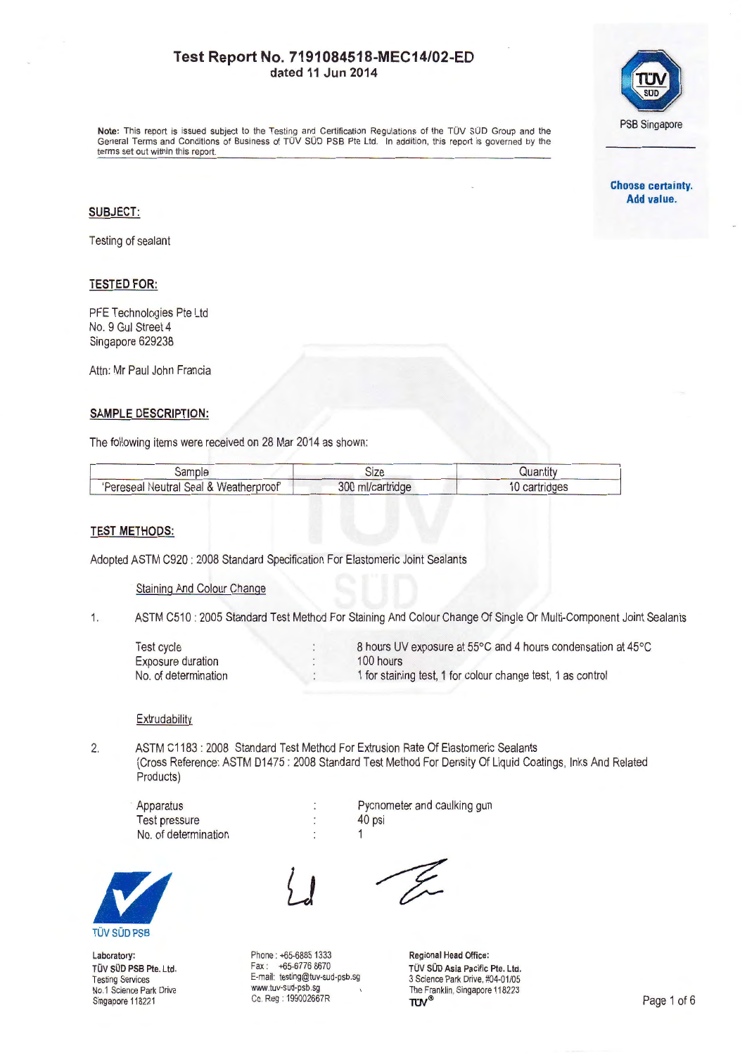# Test Report No. 7191084518-MEC14/02-ED
dated 11 Jun 2014

PSB Singapore

Choose certainty.
Add value.

**Note:** This report is issued subject to the Testing and Certification Regulations of the TÜV SÜD Group and the General Terms and Conditions of Business of TÜV SÜD PSB Pte Ltd. In addition, this report is governed by the terms set out within this report.

## SUBJECT:

Testing of sealant

## TESTED FOR:

PFE Technologies Pte Ltd
No. 9 Gul Street 4
Singapore 629238

Attn: Mr Paul John Francia

## SAMPLE DESCRIPTION:

The following items were received on 28 Mar 2014 as shown:

| Sample | Size | Quantity |
|---|---|---|
| 'Pereseal Neutral Seal & Weatherproof' | 300 ml/cartridge | 10 cartridges |

## TEST METHODS:

Adopted ASTM C920 : 2008 Standard Specification For Elastomeric Joint Sealants

Staining And Colour Change

1. ASTM C510 : 2005 Standard Test Method For Staining And Colour Change Of Single Or Multi-Component Joint Sealants

| | | |
|---|---|---|
| Test cycle | : | 8 hours UV exposure at 55°C and 4 hours condensation at 45°C |
| Exposure duration | : | 100 hours |
| No. of determination | : | 1 for staining test, 1 for colour change test, 1 as control |

Extrudability

2. ASTM C1183 : 2008 Standard Test Method For Extrusion Rate Of Elastomeric Sealants
(Cross Reference: ASTM D1475 : 2008 Standard Test Method For Density Of Liquid Coatings, Inks And Related Products)

| | | |
|---|---|---|
| Apparatus | : | Pycnometer and caulking gun |
| Test pressure | : | 40 psi |
| No. of determination | : | 1 |

TÜV SÜD PSB

**Laboratory:**
**TÜV SÜD PSB Pte. Ltd.**
Testing Services
No.1 Science Park Drive
Singapore 118221

Phone : +65-6885 1333
Fax : +65-6776 8670
E-mail: testing@tuv-sud-psb.sg
www.tuv-sud-psb.sg
Co. Reg : 199002667R

**Regional Head Office:**
**TÜV SÜD Asia Pacific Pte. Ltd.**
3 Science Park Drive, #04-01/05
The Franklin, Singapore 118223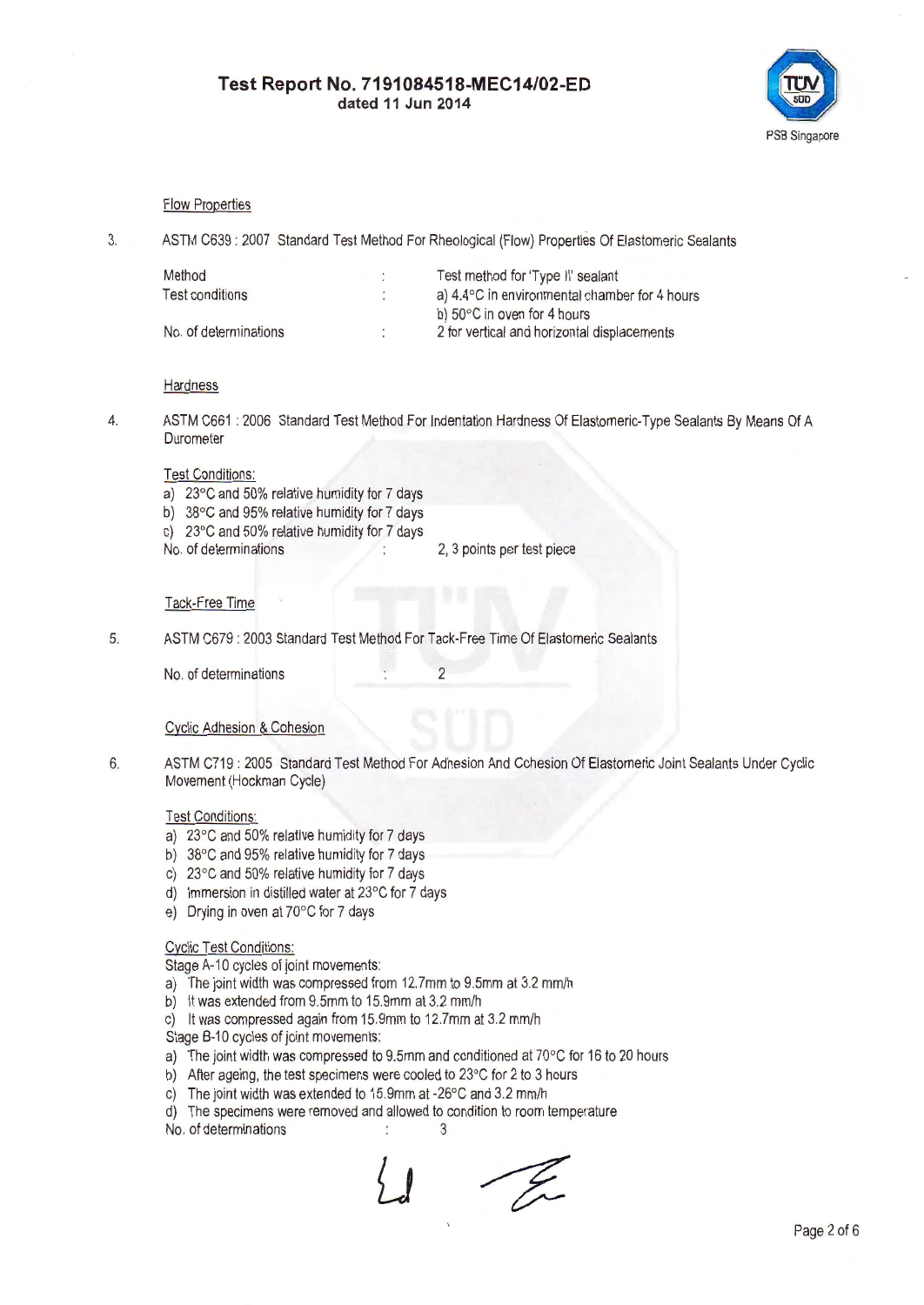**Test Report No. 7191084518-MEC14/02-ED**
**dated 11 Jun 2014**

### Flow Properties

3. ASTM C639 : 2007 Standard Test Method For Rheological (Flow) Properties Of Elastomeric Sealants

| | | |
|---|---|---|
| Method | : | Test method for 'Type II' sealant |
| Test conditions | : | a) 4.4°C in environmental chamber for 4 hours<br>b) 50°C in oven for 4 hours |
| No. of determinations | : | 2 for vertical and horizontal displacements |

### Hardness

4. ASTM C661 : 2006 Standard Test Method For Indentation Hardness Of Elastomeric-Type Sealants By Means Of A Durometer

Test Conditions:

a) 23°C and 50% relative humidity for 7 days
b) 38°C and 95% relative humidity for 7 days
c) 23°C and 50% relative humidity for 7 days

No. of determinations : 2, 3 points per test piece

### Tack-Free Time

5. ASTM C679 : 2003 Standard Test Method For Tack-Free Time Of Elastomeric Sealants

No. of determinations : 2

### Cyclic Adhesion & Cohesion

6. ASTM C719 : 2005 Standard Test Method For Adhesion And Cohesion Of Elastomeric Joint Sealants Under Cyclic Movement (Hockman Cycle)

Test Conditions:

a) 23°C and 50% relative humidity for 7 days
b) 38°C and 95% relative humidity for 7 days
c) 23°C and 50% relative humidity for 7 days
d) Immersion in distilled water at 23°C for 7 days
e) Drying in oven at 70°C for 7 days

Cyclic Test Conditions:

Stage A-10 cycles of joint movements:

a) The joint width was compressed from 12.7mm to 9.5mm at 3.2 mm/h
b) It was extended from 9.5mm to 15.9mm at 3.2 mm/h
c) It was compressed again from 15.9mm to 12.7mm at 3.2 mm/h

Stage B-10 cycles of joint movements:

a) The joint width was compressed to 9.5mm and conditioned at 70°C for 16 to 20 hours
b) After ageing, the test specimens were cooled to 23°C for 2 to 3 hours
c) The joint width was extended to 15.9mm at -26°C and 3.2 mm/h
d) The specimens were removed and allowed to condition to room temperature

No. of determinations : 3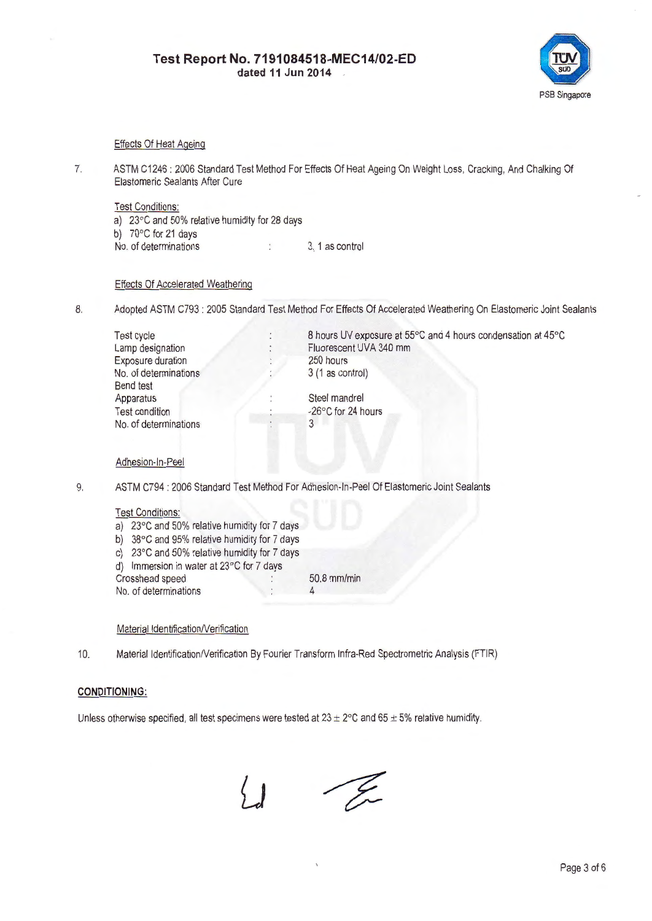Effects Of Heat Ageing

7. ASTM C1246 : 2006 Standard Test Method For Effects Of Heat Ageing On Weight Loss, Cracking, And Chalking Of Elastomeric Sealants After Cure

Test Conditions:

a) 23°C and 50% relative humidity for 28 days
b) 70°C for 21 days

| | | |
|---|---|---|
| No. of determinations | : | 3, 1 as control |

Effects Of Accelerated Weathering

8. Adopted ASTM C793 : 2005 Standard Test Method For Effects Of Accelerated Weathering On Elastomeric Joint Sealants

| | | |
|---|---|---|
| Test cycle | : | 8 hours UV exposure at 55°C and 4 hours condensation at 45°C |
| Lamp designation | : | Fluorescent UVA 340 mm |
| Exposure duration | : | 250 hours |
| No. of determinations | : | 3 (1 as control) |
| Bend test | | |
| Apparatus | : | Steel mandrel |
| Test condition | : | -26°C for 24 hours |
| No. of determinations | : | 3 |

Adhesion-In-Peel

9. ASTM C794 : 2006 Standard Test Method For Adhesion-In-Peel Of Elastomeric Joint Sealants

Test Conditions:

a) 23°C and 50% relative humidity for 7 days
b) 38°C and 95% relative humidity for 7 days
c) 23°C and 50% relative humidity for 7 days
d) Immersion in water at 23°C for 7 days

| | | |
|---|---|---|
| Crosshead speed | : | 50.8 mm/min |
| No. of determinations | : | 4 |

Material Identification/Verification

10. Material Identification/Verification By Fourier Transform Infra-Red Spectrometric Analysis (FTIR)

**CONDITIONING:**

Unless otherwise specified, all test specimens were tested at 23 ± 2°C and 65 ± 5% relative humidity.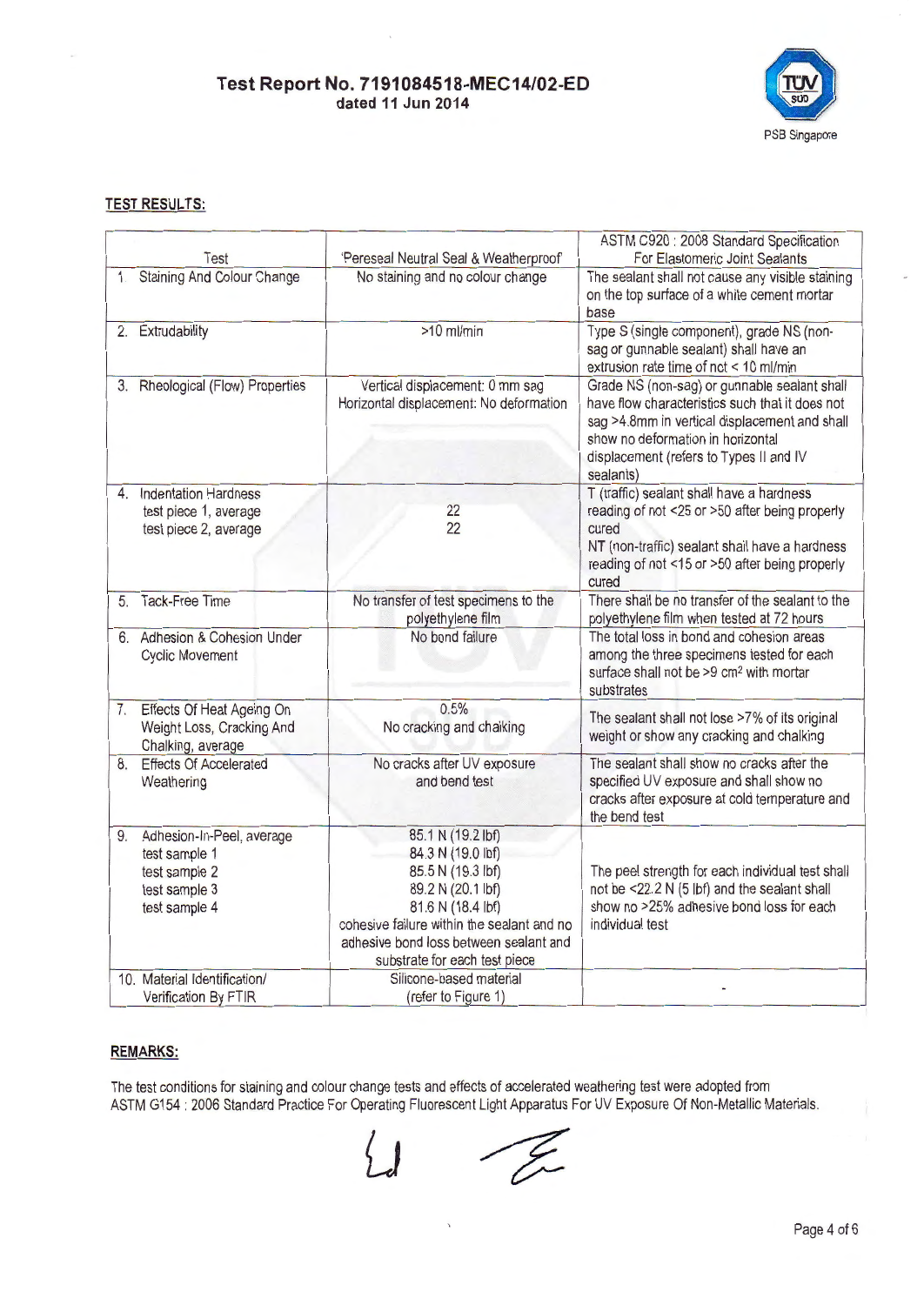**Test Report No. 7191084518-MEC14/02-ED**
**dated 11 Jun 2014**

PSB Singapore

**TEST RESULTS:**

| Test | 'Pereseal Neutral Seal & Weatherproof' | ASTM C920 : 2008 Standard Specification For Elastomeric Joint Sealants |
|---|---|---|
| 1. Staining And Colour Change | No staining and no colour change | The sealant shall not cause any visible staining on the top surface of a white cement mortar base |
| 2. Extrudability | >10 ml/min | Type S (single component), grade NS (non-sag or gunnable sealant) shall have an extrusion rate time of not < 10 ml/min |
| 3. Rheological (Flow) Properties | Vertical displacement: 0 mm sag<br>Horizontal displacement: No deformation | Grade NS (non-sag) or gunnable sealant shall have flow characteristics such that it does not sag >4.8mm in vertical displacement and shall show no deformation in horizontal displacement (refers to Types II and IV sealants) |
| 4. Indentation Hardness<br>test piece 1, average<br>test piece 2, average | <br>22<br>22 | T (traffic) sealant shall have a hardness reading of not <25 or >50 after being properly cured<br>NT (non-traffic) sealant shall have a hardness reading of not <15 or >50 after being properly cured |
| 5. Tack-Free Time | No transfer of test specimens to the polyethylene film | There shall be no transfer of the sealant to the polyethylene film when tested at 72 hours |
| 6. Adhesion & Cohesion Under Cyclic Movement | No bond failure | The total loss in bond and cohesion areas among the three specimens tested for each surface shall not be >9 cm² with mortar substrates |
| 7. Effects Of Heat Ageing On Weight Loss, Cracking And Chalking, average | 0.5%<br>No cracking and chalking | The sealant shall not lose >7% of its original weight or show any cracking and chalking |
| 8. Effects Of Accelerated Weathering | No cracks after UV exposure and bend test | The sealant shall show no cracks after the specified UV exposure and shall show no cracks after exposure at cold temperature and the bend test |
| 9. Adhesion-In-Peel, average<br>test sample 1<br>test sample 2<br>test sample 3<br>test sample 4 | 85.1 N (19.2 lbf)<br>84.3 N (19.0 lbf)<br>85.5 N (19.3 lbf)<br>89.2 N (20.1 lbf)<br>81.6 N (18.4 lbf)<br>cohesive failure within the sealant and no adhesive bond loss between sealant and substrate for each test piece | The peel strength for each individual test shall not be <22.2 N (5 lbf) and the sealant shall show no >25% adhesive bond loss for each individual test |
| 10. Material Identification/ Verification By FTIR | Silicone-based material (refer to Figure 1) | - |

**REMARKS:**

The test conditions for staining and colour change tests and effects of accelerated weathering test were adopted from ASTM G154 : 2006 Standard Practice For Operating Fluorescent Light Apparatus For UV Exposure Of Non-Metallic Materials.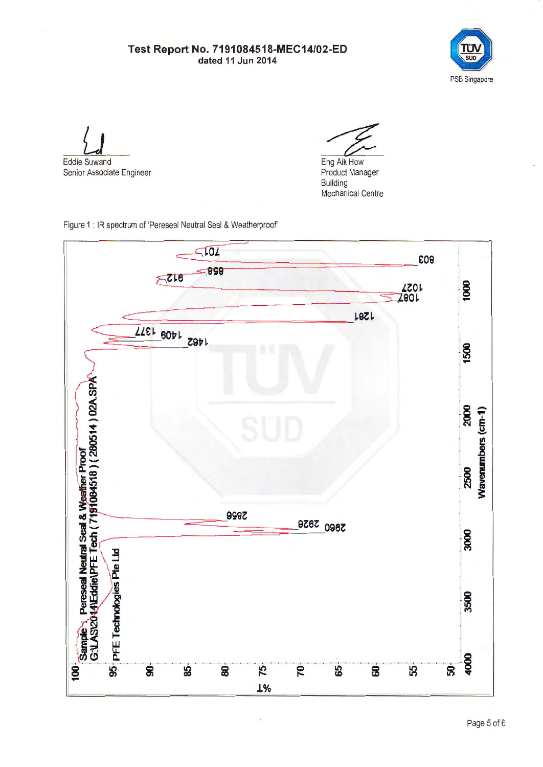**Test Report No. 7191084518-MEC14/02-ED**
**dated 11 Jun 2014**

Eddie Suwand
Senior Associate Engineer

Eng Aik How
Product Manager
Building
Mechanical Centre

Figure 1 : IR spectrum of 'Pereseal Neutral Seal & Weatherproof'

Sample : Pereseal Neutral Seal & Weather Proof
G:\LAS\2014\Eddie\PFE Tech ( 7191084518 ) ( 280514 ) 02A.SPA
PFE Technologies Pte Ltd

%T

Wavenumbers (cm-1)

Peaks: 2960, 2926, 2856, 1482, 1409, 1377, 1281, 1087, 1027, 912, 858, 803, 701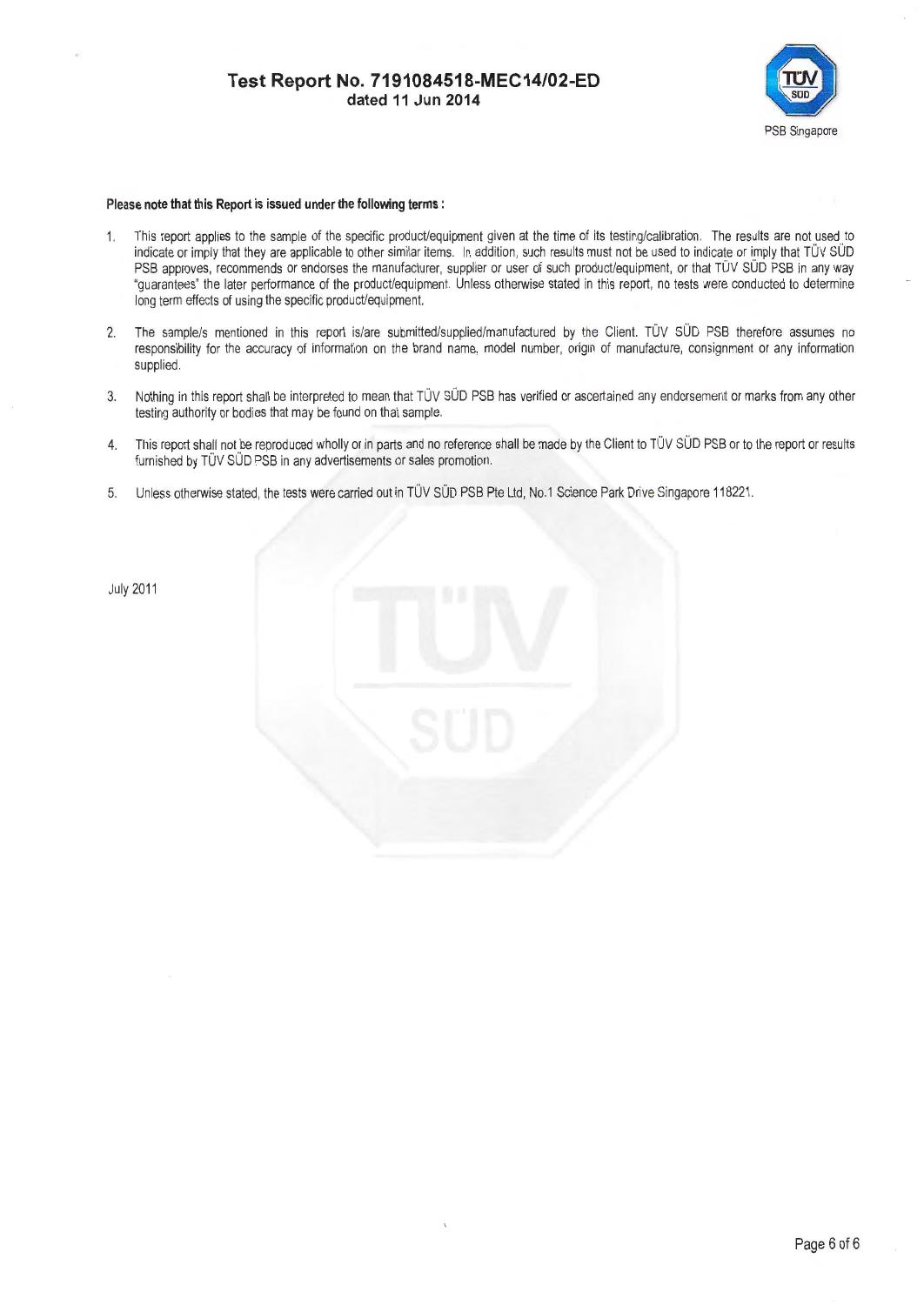**Please note that this Report is issued under the following terms :**

1. This report applies to the sample of the specific product/equipment given at the time of its testing/calibration. The results are not used to indicate or imply that they are applicable to other similar items. In addition, such results must not be used to indicate or imply that TÜV SÜD PSB approves, recommends or endorses the manufacturer, supplier or user of such product/equipment, or that TÜV SÜD PSB in any way "guarantees" the later performance of the product/equipment. Unless otherwise stated in this report, no tests were conducted to determine long term effects of using the specific product/equipment.

2. The sample/s mentioned in this report is/are submitted/supplied/manufactured by the Client. TÜV SÜD PSB therefore assumes no responsibility for the accuracy of information on the brand name, model number, origin of manufacture, consignment or any information supplied.

3. Nothing in this report shall be interpreted to mean that TÜV SÜD PSB has verified or ascertained any endorsement or marks from any other testing authority or bodies that may be found on that sample.

4. This report shall not be reproduced wholly or in parts and no reference shall be made by the Client to TÜV SÜD PSB or to the report or results furnished by TÜV SÜD PSB in any advertisements or sales promotion.

5. Unless otherwise stated, the tests were carried out in TÜV SÜD PSB Pte Ltd, No.1 Science Park Drive Singapore 118221.

July 2011